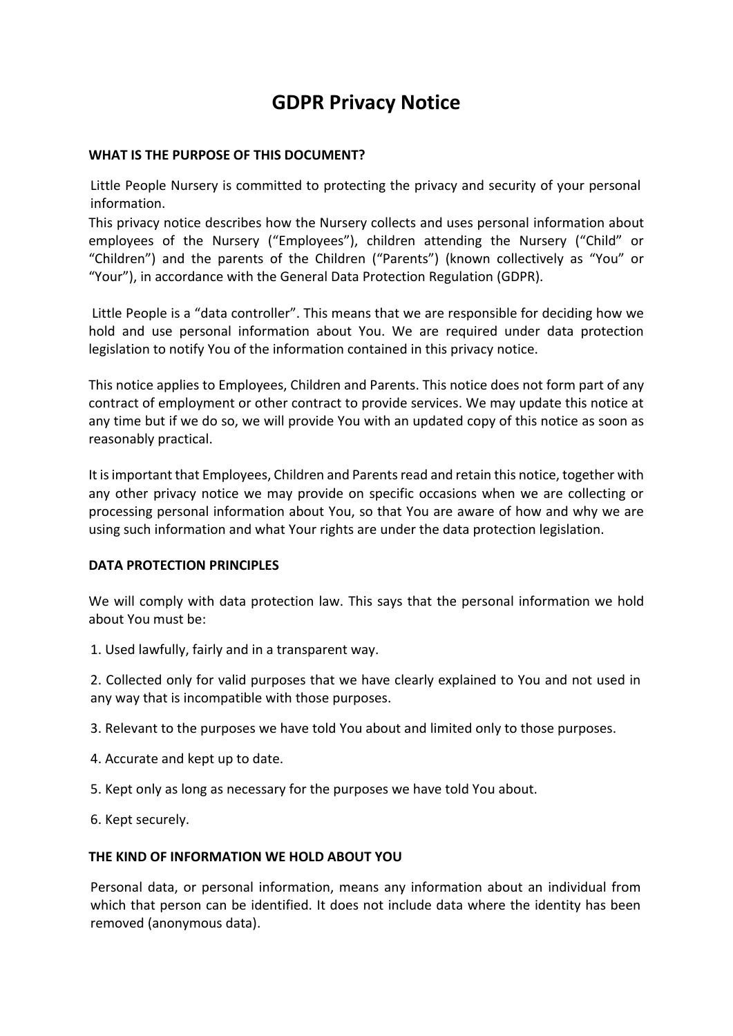# GDPR Privacy Notice

## WHAT IS THE PURPOSE OF THIS DOCUMENT?

Little People Nursery is committed to protecting the privacy and security of your personal information.

This privacy notice describes how the Nursery collects and uses personal information about employees of the Nursery ("Employees"), children attending the Nursery ("Child" or "Children") and the parents of the Children ("Parents") (known collectively as "You" or "Your"), in accordance with the General Data Protection Regulation (GDPR).

Little People is a "data controller". This means that we are responsible for deciding how we hold and use personal information about You. We are required under data protection legislation to notify You of the information contained in this privacy notice.

This notice applies to Employees, Children and Parents. This notice does not form part of any contract of employment or other contract to provide services. We may update this notice at any time but if we do so, we will provide You with an updated copy of this notice as soon as reasonably practical.

It is important that Employees, Children and Parents read and retain this notice, together with any other privacy notice we may provide on specific occasions when we are collecting or processing personal information about You, so that You are aware of how and why we are using such information and what Your rights are under the data protection legislation.

## DATA PROTECTION PRINCIPLES

We will comply with data protection law. This says that the personal information we hold about You must be:

1. Used lawfully, fairly and in a transparent way.

2. Collected only for valid purposes that we have clearly explained to You and not used in any way that is incompatible with those purposes.

3. Relevant to the purposes we have told You about and limited only to those purposes.

4. Accurate and kept up to date.

5. Kept only as long as necessary for the purposes we have told You about.

6. Kept securely.

## THE KIND OF INFORMATION WE HOLD ABOUT YOU

Personal data, or personal information, means any information about an individual from which that person can be identified. It does not include data where the identity has been removed (anonymous data).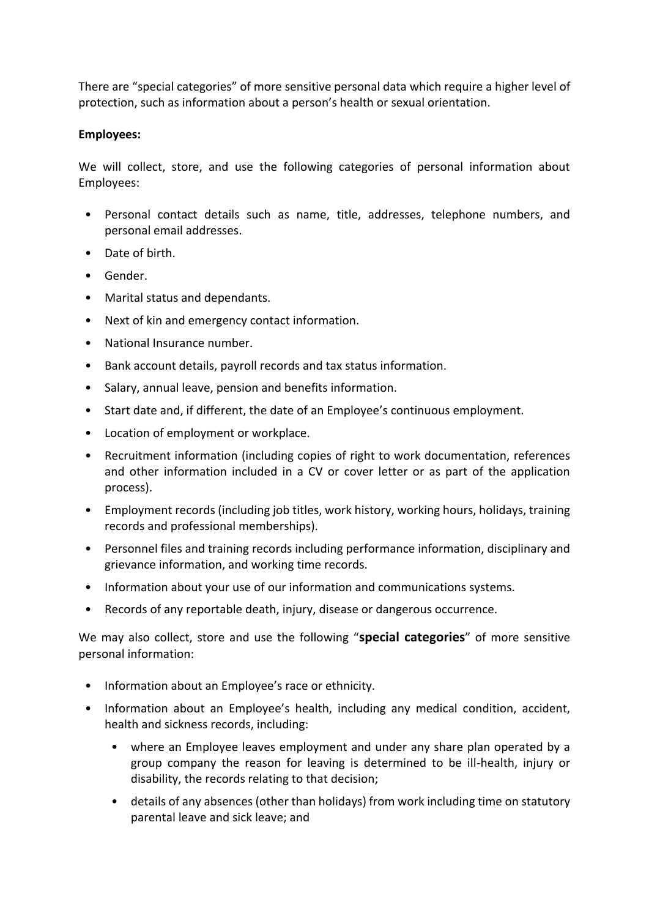There are “special categories” of more sensitive personal data which require a higher level of protection, such as information about a person’s health or sexual orientation.

**Employees:**

We will collect, store, and use the following categories of personal information about Employees:

- Personal contact details such as name, title, addresses, telephone numbers, and personal email addresses.
- Date of birth.
- Gender.
- Marital status and dependants.
- Next of kin and emergency contact information.
- National Insurance number.
- Bank account details, payroll records and tax status information.
- Salary, annual leave, pension and benefits information.
- Start date and, if different, the date of an Employee’s continuous employment.
- Location of employment or workplace.
- Recruitment information (including copies of right to work documentation, references and other information included in a CV or cover letter or as part of the application process).
- Employment records (including job titles, work history, working hours, holidays, training records and professional memberships).
- Personnel files and training records including performance information, disciplinary and grievance information, and working time records.
- Information about your use of our information and communications systems.
- Records of any reportable death, injury, disease or dangerous occurrence.

We may also collect, store and use the following “**special categories**” of more sensitive personal information:

- Information about an Employee’s race or ethnicity.
- Information about an Employee’s health, including any medical condition, accident, health and sickness records, including:
    - where an Employee leaves employment and under any share plan operated by a group company the reason for leaving is determined to be ill-health, injury or disability, the records relating to that decision;
    - details of any absences (other than holidays) from work including time on statutory parental leave and sick leave; and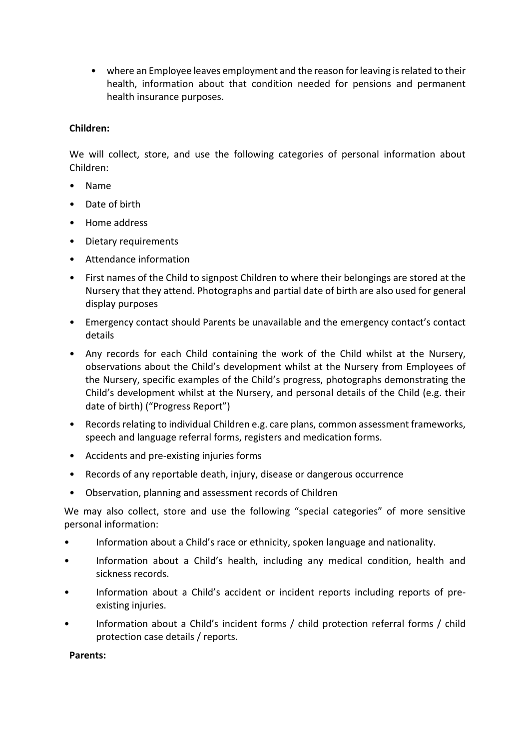- where an Employee leaves employment and the reason for leaving is related to their health, information about that condition needed for pensions and permanent health insurance purposes.

**Children:**

We will collect, store, and use the following categories of personal information about Children:

- Name
- Date of birth
- Home address
- Dietary requirements
- Attendance information
- First names of the Child to signpost Children to where their belongings are stored at the Nursery that they attend. Photographs and partial date of birth are also used for general display purposes
- Emergency contact should Parents be unavailable and the emergency contact's contact details
- Any records for each Child containing the work of the Child whilst at the Nursery, observations about the Child's development whilst at the Nursery from Employees of the Nursery, specific examples of the Child's progress, photographs demonstrating the Child's development whilst at the Nursery, and personal details of the Child (e.g. their date of birth) ("Progress Report")
- Records relating to individual Children e.g. care plans, common assessment frameworks, speech and language referral forms, registers and medication forms.
- Accidents and pre-existing injuries forms
- Records of any reportable death, injury, disease or dangerous occurrence
- Observation, planning and assessment records of Children

We may also collect, store and use the following "special categories" of more sensitive personal information:

- Information about a Child's race or ethnicity, spoken language and nationality.
- Information about a Child's health, including any medical condition, health and sickness records.
- Information about a Child's accident or incident reports including reports of pre-existing injuries.
- Information about a Child's incident forms / child protection referral forms / child protection case details / reports.

**Parents:**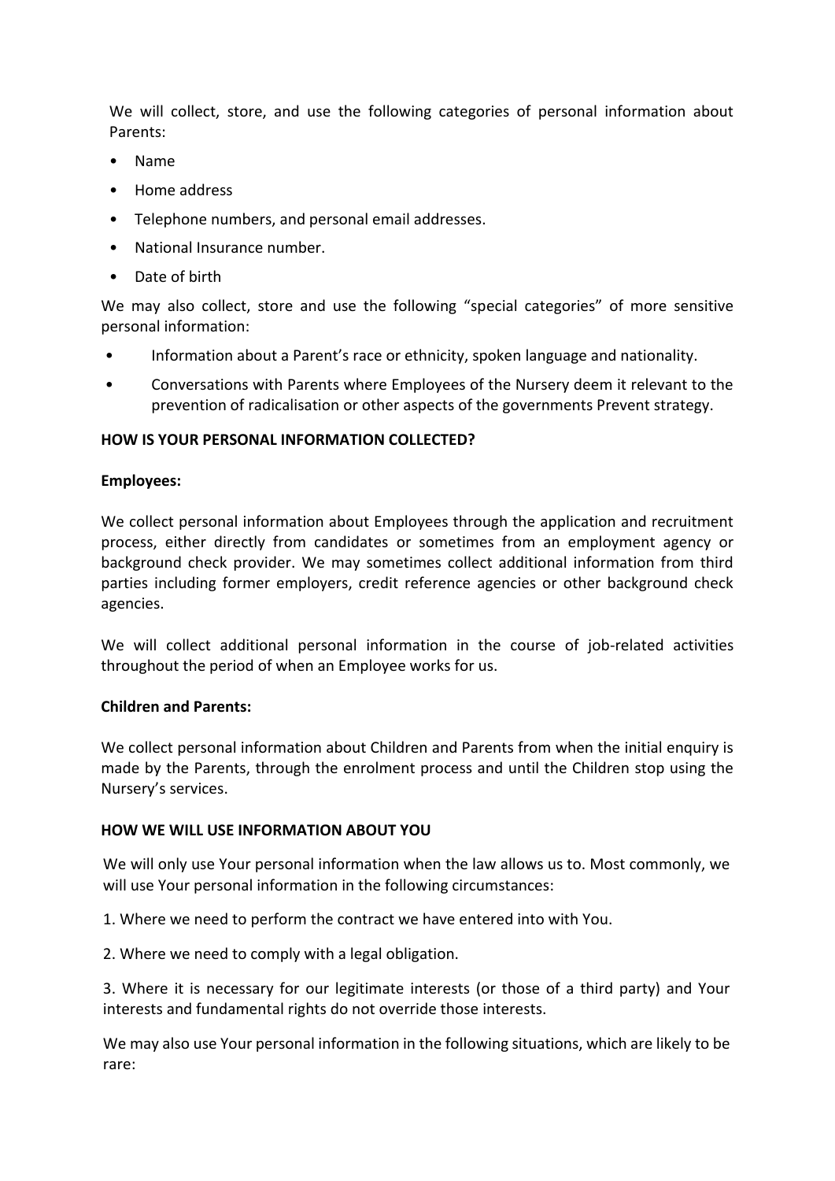We will collect, store, and use the following categories of personal information about Parents:

- Name
- Home address
- Telephone numbers, and personal email addresses.
- National Insurance number.
- Date of birth

We may also collect, store and use the following "special categories" of more sensitive personal information:

- Information about a Parent's race or ethnicity, spoken language and nationality.
- Conversations with Parents where Employees of the Nursery deem it relevant to the prevention of radicalisation or other aspects of the governments Prevent strategy.

## HOW IS YOUR PERSONAL INFORMATION COLLECTED?

### Employees:

We collect personal information about Employees through the application and recruitment process, either directly from candidates or sometimes from an employment agency or background check provider. We may sometimes collect additional information from third parties including former employers, credit reference agencies or other background check agencies.

We will collect additional personal information in the course of job-related activities throughout the period of when an Employee works for us.

### Children and Parents:

We collect personal information about Children and Parents from when the initial enquiry is made by the Parents, through the enrolment process and until the Children stop using the Nursery's services.

## HOW WE WILL USE INFORMATION ABOUT YOU

We will only use Your personal information when the law allows us to. Most commonly, we will use Your personal information in the following circumstances:

1. Where we need to perform the contract we have entered into with You.

2. Where we need to comply with a legal obligation.

3. Where it is necessary for our legitimate interests (or those of a third party) and Your interests and fundamental rights do not override those interests.

We may also use Your personal information in the following situations, which are likely to be rare: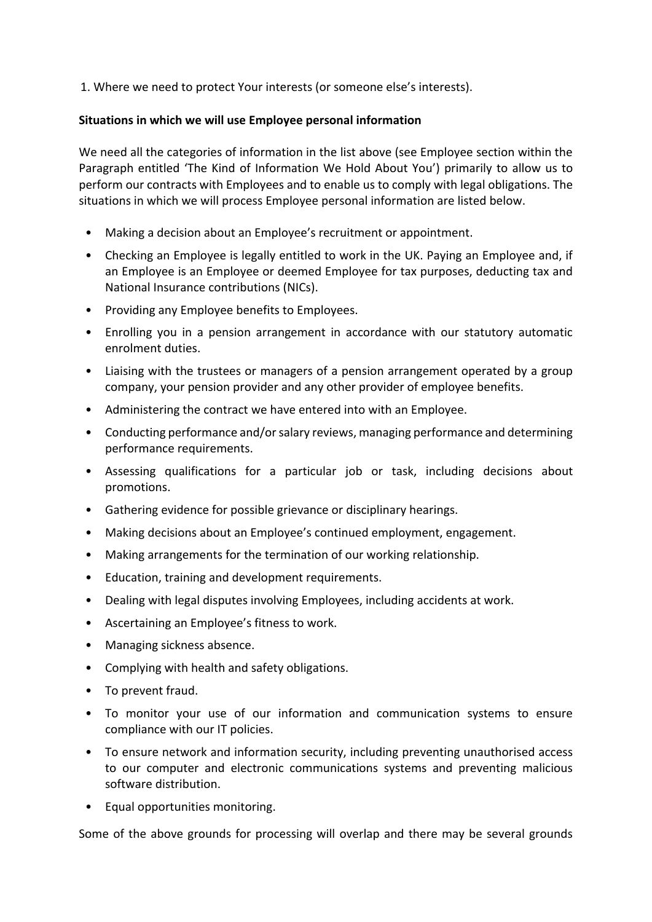1. Where we need to protect Your interests (or someone else's interests).

**Situations in which we will use Employee personal information**

We need all the categories of information in the list above (see Employee section within the Paragraph entitled 'The Kind of Information We Hold About You') primarily to allow us to perform our contracts with Employees and to enable us to comply with legal obligations. The situations in which we will process Employee personal information are listed below.

- Making a decision about an Employee's recruitment or appointment.
- Checking an Employee is legally entitled to work in the UK. Paying an Employee and, if an Employee is an Employee or deemed Employee for tax purposes, deducting tax and National Insurance contributions (NICs).
- Providing any Employee benefits to Employees.
- Enrolling you in a pension arrangement in accordance with our statutory automatic enrolment duties.
- Liaising with the trustees or managers of a pension arrangement operated by a group company, your pension provider and any other provider of employee benefits.
- Administering the contract we have entered into with an Employee.
- Conducting performance and/or salary reviews, managing performance and determining performance requirements.
- Assessing qualifications for a particular job or task, including decisions about promotions.
- Gathering evidence for possible grievance or disciplinary hearings.
- Making decisions about an Employee's continued employment, engagement.
- Making arrangements for the termination of our working relationship.
- Education, training and development requirements.
- Dealing with legal disputes involving Employees, including accidents at work.
- Ascertaining an Employee's fitness to work.
- Managing sickness absence.
- Complying with health and safety obligations.
- To prevent fraud.
- To monitor your use of our information and communication systems to ensure compliance with our IT policies.
- To ensure network and information security, including preventing unauthorised access to our computer and electronic communications systems and preventing malicious software distribution.
- Equal opportunities monitoring.

Some of the above grounds for processing will overlap and there may be several grounds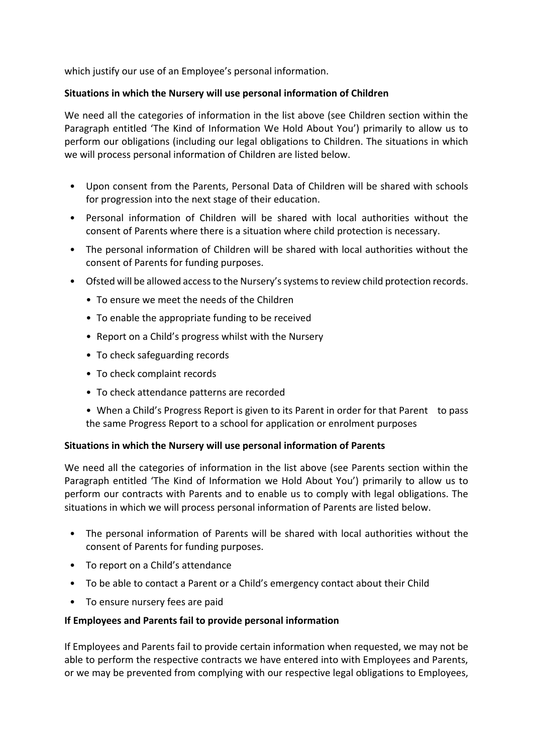which justify our use of an Employee's personal information.

**Situations in which the Nursery will use personal information of Children**

We need all the categories of information in the list above (see Children section within the Paragraph entitled 'The Kind of Information We Hold About You') primarily to allow us to perform our obligations (including our legal obligations to Children. The situations in which we will process personal information of Children are listed below.

- Upon consent from the Parents, Personal Data of Children will be shared with schools for progression into the next stage of their education.
- Personal information of Children will be shared with local authorities without the consent of Parents where there is a situation where child protection is necessary.
- The personal information of Children will be shared with local authorities without the consent of Parents for funding purposes.
- Ofsted will be allowed access to the Nursery's systems to review child protection records.
  - To ensure we meet the needs of the Children
  - To enable the appropriate funding to be received
  - Report on a Child's progress whilst with the Nursery
  - To check safeguarding records
  - To check complaint records
  - To check attendance patterns are recorded
  - When a Child's Progress Report is given to its Parent in order for that Parent to pass the same Progress Report to a school for application or enrolment purposes

**Situations in which the Nursery will use personal information of Parents**

We need all the categories of information in the list above (see Parents section within the Paragraph entitled 'The Kind of Information we Hold About You') primarily to allow us to perform our contracts with Parents and to enable us to comply with legal obligations. The situations in which we will process personal information of Parents are listed below.

- The personal information of Parents will be shared with local authorities without the consent of Parents for funding purposes.
- To report on a Child's attendance
- To be able to contact a Parent or a Child's emergency contact about their Child
- To ensure nursery fees are paid

**If Employees and Parents fail to provide personal information**

If Employees and Parents fail to provide certain information when requested, we may not be able to perform the respective contracts we have entered into with Employees and Parents, or we may be prevented from complying with our respective legal obligations to Employees,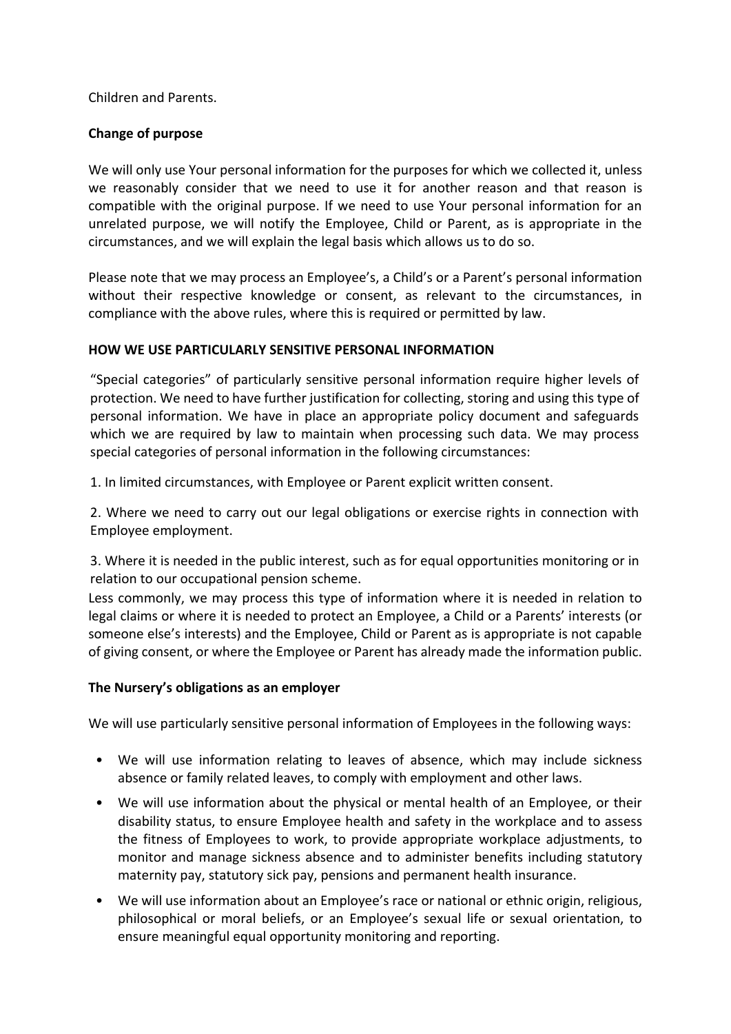Children and Parents.

**Change of purpose**

We will only use Your personal information for the purposes for which we collected it, unless we reasonably consider that we need to use it for another reason and that reason is compatible with the original purpose. If we need to use Your personal information for an unrelated purpose, we will notify the Employee, Child or Parent, as is appropriate in the circumstances, and we will explain the legal basis which allows us to do so.

Please note that we may process an Employee's, a Child's or a Parent's personal information without their respective knowledge or consent, as relevant to the circumstances, in compliance with the above rules, where this is required or permitted by law.

**HOW WE USE PARTICULARLY SENSITIVE PERSONAL INFORMATION**

"Special categories" of particularly sensitive personal information require higher levels of protection. We need to have further justification for collecting, storing and using this type of personal information. We have in place an appropriate policy document and safeguards which we are required by law to maintain when processing such data. We may process special categories of personal information in the following circumstances:

1. In limited circumstances, with Employee or Parent explicit written consent.

2. Where we need to carry out our legal obligations or exercise rights in connection with Employee employment.

3. Where it is needed in the public interest, such as for equal opportunities monitoring or in relation to our occupational pension scheme.

Less commonly, we may process this type of information where it is needed in relation to legal claims or where it is needed to protect an Employee, a Child or a Parents' interests (or someone else's interests) and the Employee, Child or Parent as is appropriate is not capable of giving consent, or where the Employee or Parent has already made the information public.

**The Nursery's obligations as an employer**

We will use particularly sensitive personal information of Employees in the following ways:

- We will use information relating to leaves of absence, which may include sickness absence or family related leaves, to comply with employment and other laws.
- We will use information about the physical or mental health of an Employee, or their disability status, to ensure Employee health and safety in the workplace and to assess the fitness of Employees to work, to provide appropriate workplace adjustments, to monitor and manage sickness absence and to administer benefits including statutory maternity pay, statutory sick pay, pensions and permanent health insurance.
- We will use information about an Employee's race or national or ethnic origin, religious, philosophical or moral beliefs, or an Employee's sexual life or sexual orientation, to ensure meaningful equal opportunity monitoring and reporting.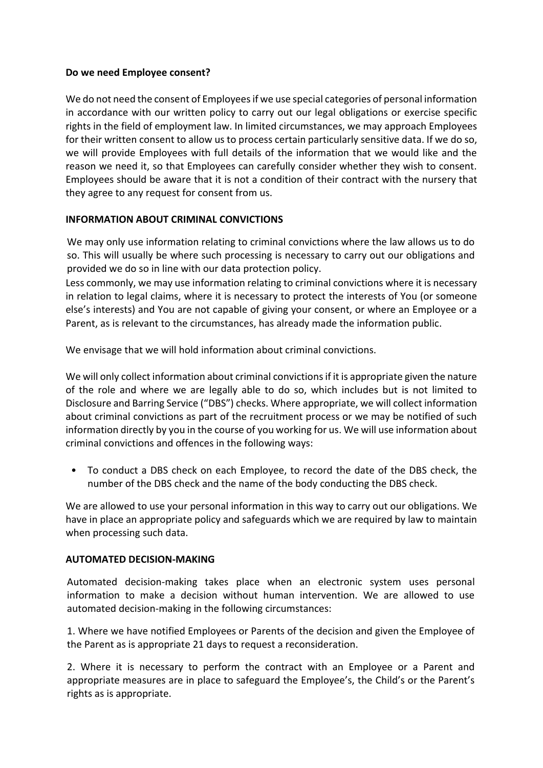**Do we need Employee consent?**

We do not need the consent of Employees if we use special categories of personal information in accordance with our written policy to carry out our legal obligations or exercise specific rights in the field of employment law. In limited circumstances, we may approach Employees for their written consent to allow us to process certain particularly sensitive data. If we do so, we will provide Employees with full details of the information that we would like and the reason we need it, so that Employees can carefully consider whether they wish to consent. Employees should be aware that it is not a condition of their contract with the nursery that they agree to any request for consent from us.

**INFORMATION ABOUT CRIMINAL CONVICTIONS**

We may only use information relating to criminal convictions where the law allows us to do so. This will usually be where such processing is necessary to carry out our obligations and provided we do so in line with our data protection policy.

Less commonly, we may use information relating to criminal convictions where it is necessary in relation to legal claims, where it is necessary to protect the interests of You (or someone else's interests) and You are not capable of giving your consent, or where an Employee or a Parent, as is relevant to the circumstances, has already made the information public.

We envisage that we will hold information about criminal convictions.

We will only collect information about criminal convictions if it is appropriate given the nature of the role and where we are legally able to do so, which includes but is not limited to Disclosure and Barring Service ("DBS") checks. Where appropriate, we will collect information about criminal convictions as part of the recruitment process or we may be notified of such information directly by you in the course of you working for us. We will use information about criminal convictions and offences in the following ways:

- To conduct a DBS check on each Employee, to record the date of the DBS check, the number of the DBS check and the name of the body conducting the DBS check.

We are allowed to use your personal information in this way to carry out our obligations. We have in place an appropriate policy and safeguards which we are required by law to maintain when processing such data.

**AUTOMATED DECISION-MAKING**

Automated decision-making takes place when an electronic system uses personal information to make a decision without human intervention. We are allowed to use automated decision-making in the following circumstances:

1. Where we have notified Employees or Parents of the decision and given the Employee of the Parent as is appropriate 21 days to request a reconsideration.

2. Where it is necessary to perform the contract with an Employee or a Parent and appropriate measures are in place to safeguard the Employee's, the Child's or the Parent's rights as is appropriate.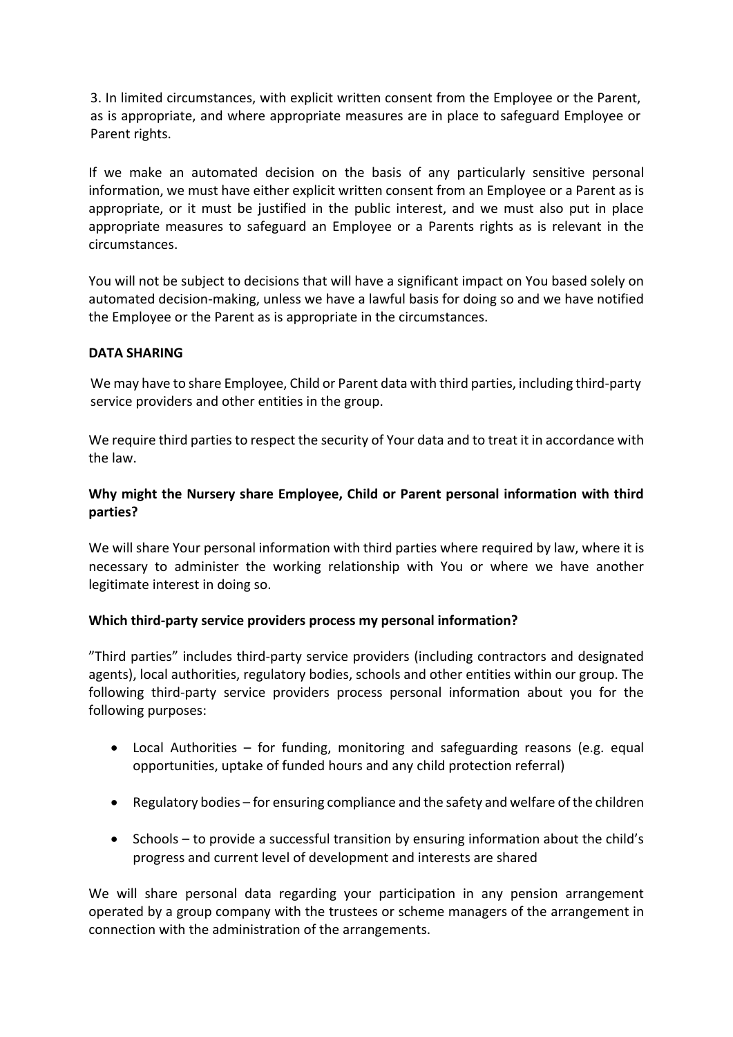3. In limited circumstances, with explicit written consent from the Employee or the Parent, as is appropriate, and where appropriate measures are in place to safeguard Employee or Parent rights.

If we make an automated decision on the basis of any particularly sensitive personal information, we must have either explicit written consent from an Employee or a Parent as is appropriate, or it must be justified in the public interest, and we must also put in place appropriate measures to safeguard an Employee or a Parents rights as is relevant in the circumstances.

You will not be subject to decisions that will have a significant impact on You based solely on automated decision-making, unless we have a lawful basis for doing so and we have notified the Employee or the Parent as is appropriate in the circumstances.

**DATA SHARING**

We may have to share Employee, Child or Parent data with third parties, including third-party service providers and other entities in the group.

We require third parties to respect the security of Your data and to treat it in accordance with the law.

**Why might the Nursery share Employee, Child or Parent personal information with third parties?**

We will share Your personal information with third parties where required by law, where it is necessary to administer the working relationship with You or where we have another legitimate interest in doing so.

**Which third-party service providers process my personal information?**

"Third parties" includes third-party service providers (including contractors and designated agents), local authorities, regulatory bodies, schools and other entities within our group. The following third-party service providers process personal information about you for the following purposes:

- Local Authorities – for funding, monitoring and safeguarding reasons (e.g. equal opportunities, uptake of funded hours and any child protection referral)
- Regulatory bodies – for ensuring compliance and the safety and welfare of the children
- Schools – to provide a successful transition by ensuring information about the child's progress and current level of development and interests are shared

We will share personal data regarding your participation in any pension arrangement operated by a group company with the trustees or scheme managers of the arrangement in connection with the administration of the arrangements.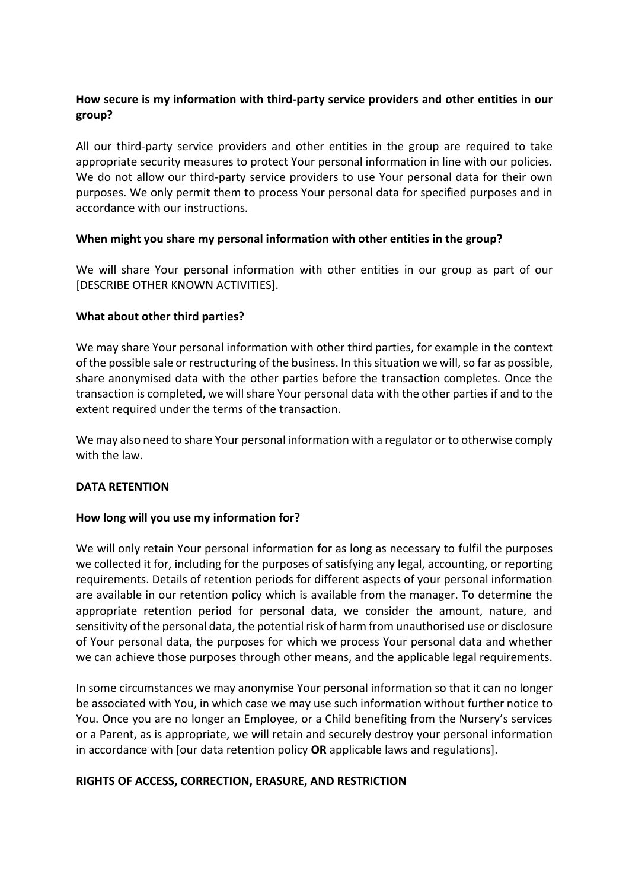**How secure is my information with third-party service providers and other entities in our group?**

All our third-party service providers and other entities in the group are required to take appropriate security measures to protect Your personal information in line with our policies. We do not allow our third-party service providers to use Your personal data for their own purposes. We only permit them to process Your personal data for specified purposes and in accordance with our instructions.

**When might you share my personal information with other entities in the group?**

We will share Your personal information with other entities in our group as part of our [DESCRIBE OTHER KNOWN ACTIVITIES].

**What about other third parties?**

We may share Your personal information with other third parties, for example in the context of the possible sale or restructuring of the business. In this situation we will, so far as possible, share anonymised data with the other parties before the transaction completes. Once the transaction is completed, we will share Your personal data with the other parties if and to the extent required under the terms of the transaction.

We may also need to share Your personal information with a regulator or to otherwise comply with the law.

**DATA RETENTION**

**How long will you use my information for?**

We will only retain Your personal information for as long as necessary to fulfil the purposes we collected it for, including for the purposes of satisfying any legal, accounting, or reporting requirements. Details of retention periods for different aspects of your personal information are available in our retention policy which is available from the manager. To determine the appropriate retention period for personal data, we consider the amount, nature, and sensitivity of the personal data, the potential risk of harm from unauthorised use or disclosure of Your personal data, the purposes for which we process Your personal data and whether we can achieve those purposes through other means, and the applicable legal requirements.

In some circumstances we may anonymise Your personal information so that it can no longer be associated with You, in which case we may use such information without further notice to You. Once you are no longer an Employee, or a Child benefiting from the Nursery's services or a Parent, as is appropriate, we will retain and securely destroy your personal information in accordance with [our data retention policy **OR** applicable laws and regulations].

**RIGHTS OF ACCESS, CORRECTION, ERASURE, AND RESTRICTION**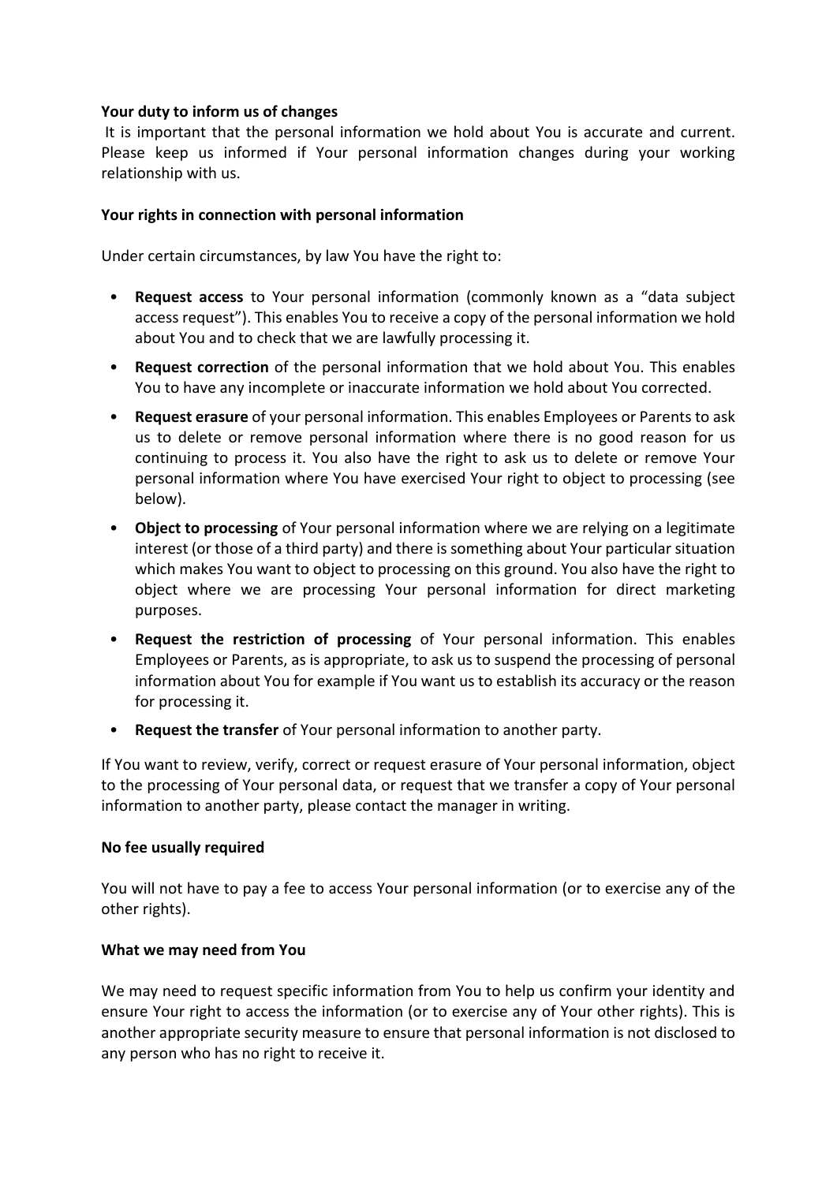**Your duty to inform us of changes**

It is important that the personal information we hold about You is accurate and current. Please keep us informed if Your personal information changes during your working relationship with us.

**Your rights in connection with personal information**

Under certain circumstances, by law You have the right to:

- **Request access** to Your personal information (commonly known as a "data subject access request"). This enables You to receive a copy of the personal information we hold about You and to check that we are lawfully processing it.
- **Request correction** of the personal information that we hold about You. This enables You to have any incomplete or inaccurate information we hold about You corrected.
- **Request erasure** of your personal information. This enables Employees or Parents to ask us to delete or remove personal information where there is no good reason for us continuing to process it. You also have the right to ask us to delete or remove Your personal information where You have exercised Your right to object to processing (see below).
- **Object to processing** of Your personal information where we are relying on a legitimate interest (or those of a third party) and there is something about Your particular situation which makes You want to object to processing on this ground. You also have the right to object where we are processing Your personal information for direct marketing purposes.
- **Request the restriction of processing** of Your personal information. This enables Employees or Parents, as is appropriate, to ask us to suspend the processing of personal information about You for example if You want us to establish its accuracy or the reason for processing it.
- **Request the transfer** of Your personal information to another party.

If You want to review, verify, correct or request erasure of Your personal information, object to the processing of Your personal data, or request that we transfer a copy of Your personal information to another party, please contact the manager in writing.

**No fee usually required**

You will not have to pay a fee to access Your personal information (or to exercise any of the other rights).

**What we may need from You**

We may need to request specific information from You to help us confirm your identity and ensure Your right to access the information (or to exercise any of Your other rights). This is another appropriate security measure to ensure that personal information is not disclosed to any person who has no right to receive it.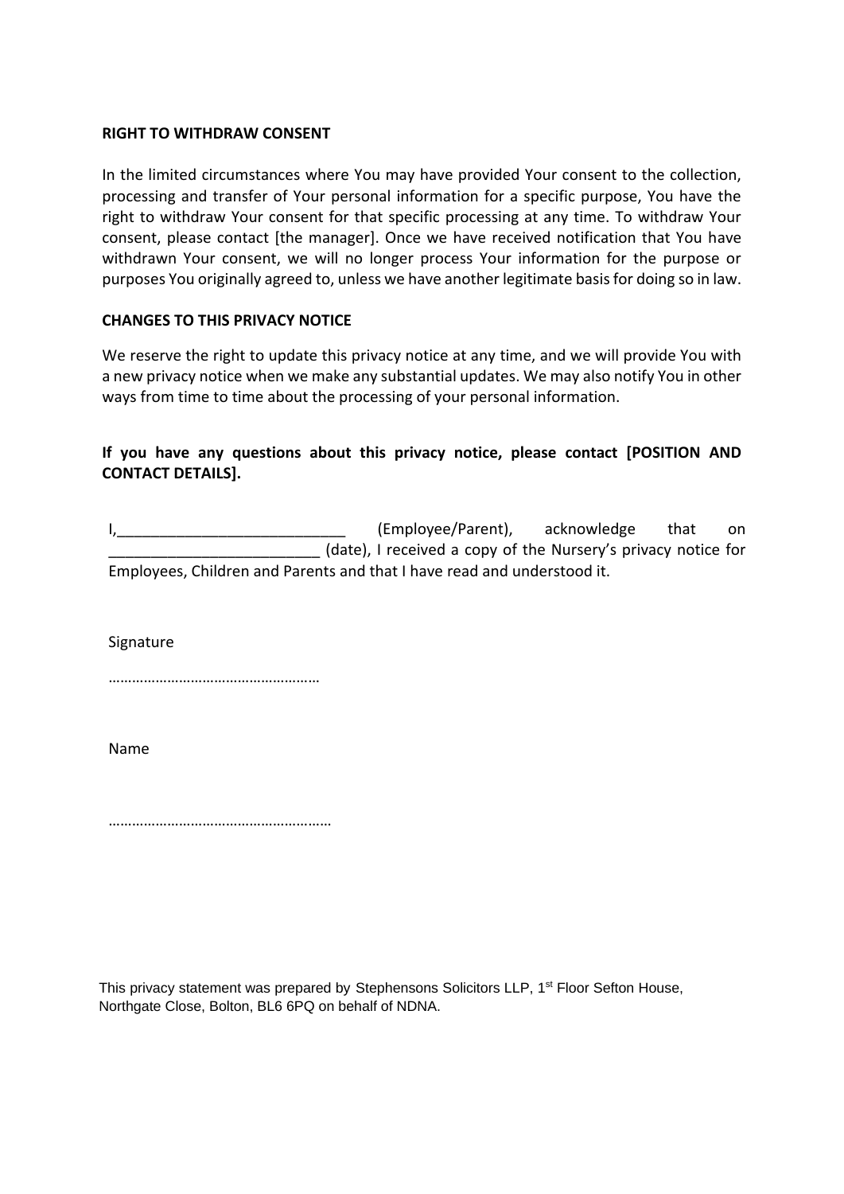**RIGHT TO WITHDRAW CONSENT**

In the limited circumstances where You may have provided Your consent to the collection, processing and transfer of Your personal information for a specific purpose, You have the right to withdraw Your consent for that specific processing at any time. To withdraw Your consent, please contact [the manager]. Once we have received notification that You have withdrawn Your consent, we will no longer process Your information for the purpose or purposes You originally agreed to, unless we have another legitimate basis for doing so in law.

**CHANGES TO THIS PRIVACY NOTICE**

We reserve the right to update this privacy notice at any time, and we will provide You with a new privacy notice when we make any substantial updates. We may also notify You in other ways from time to time about the processing of your personal information.

**If you have any questions about this privacy notice, please contact [POSITION AND CONTACT DETAILS].**

I,___________________________ (Employee/Parent), acknowledge that on _________________________ (date), I received a copy of the Nursery's privacy notice for Employees, Children and Parents and that I have read and understood it.

Signature

……………………………………………

Name

………………………………………………

This privacy statement was prepared by Stephensons Solicitors LLP, 1st Floor Sefton House, Northgate Close, Bolton, BL6 6PQ on behalf of NDNA.